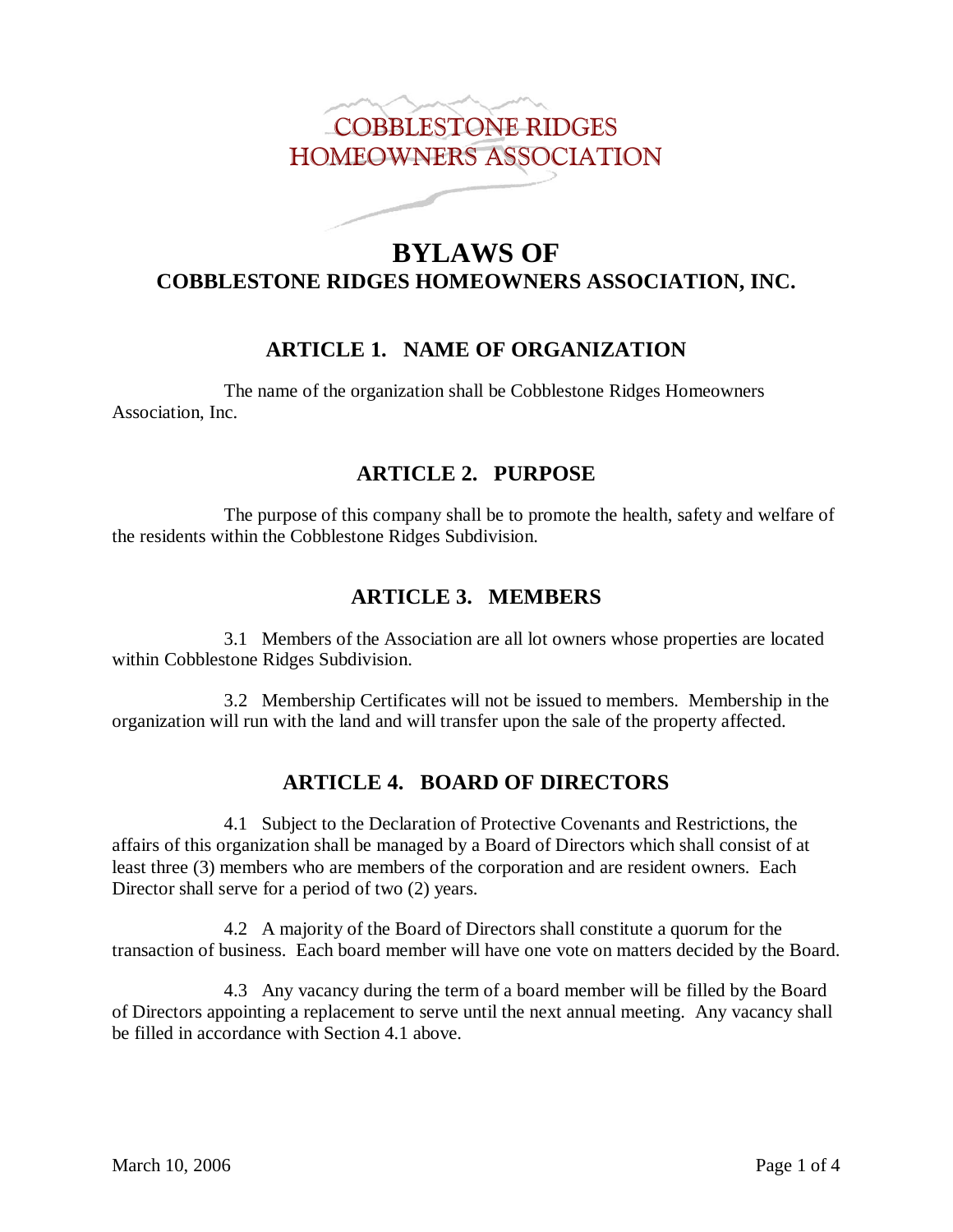COBBLESTONE RIDGES
HOMEOWNERS ASSOCIATION

# BYLAWS OF
## COBBLESTONE RIDGES HOMEOWNERS ASSOCIATION, INC.

## ARTICLE 1. NAME OF ORGANIZATION

The name of the organization shall be Cobblestone Ridges Homeowners Association, Inc.

## ARTICLE 2. PURPOSE

The purpose of this company shall be to promote the health, safety and welfare of the residents within the Cobblestone Ridges Subdivision.

## ARTICLE 3. MEMBERS

3.1 Members of the Association are all lot owners whose properties are located within Cobblestone Ridges Subdivision.

3.2 Membership Certificates will not be issued to members. Membership in the organization will run with the land and will transfer upon the sale of the property affected.

## ARTICLE 4. BOARD OF DIRECTORS

4.1 Subject to the Declaration of Protective Covenants and Restrictions, the affairs of this organization shall be managed by a Board of Directors which shall consist of at least three (3) members who are members of the corporation and are resident owners. Each Director shall serve for a period of two (2) years.

4.2 A majority of the Board of Directors shall constitute a quorum for the transaction of business. Each board member will have one vote on matters decided by the Board.

4.3 Any vacancy during the term of a board member will be filled by the Board of Directors appointing a replacement to serve until the next annual meeting. Any vacancy shall be filled in accordance with Section 4.1 above.

March 10, 2006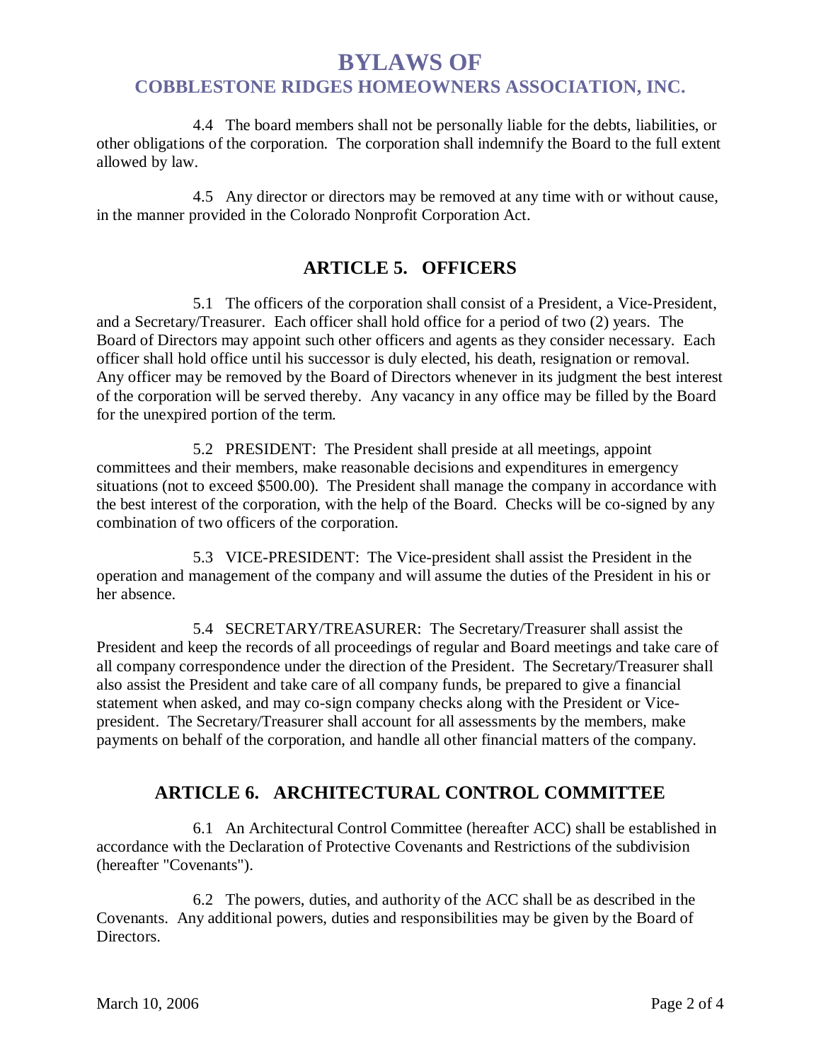4.4 The board members shall not be personally liable for the debts, liabilities, or other obligations of the corporation. The corporation shall indemnify the Board to the full extent allowed by law.

4.5 Any director or directors may be removed at any time with or without cause, in the manner provided in the Colorado Nonprofit Corporation Act.

## ARTICLE 5. OFFICERS

5.1 The officers of the corporation shall consist of a President, a Vice-President, and a Secretary/Treasurer. Each officer shall hold office for a period of two (2) years. The Board of Directors may appoint such other officers and agents as they consider necessary. Each officer shall hold office until his successor is duly elected, his death, resignation or removal. Any officer may be removed by the Board of Directors whenever in its judgment the best interest of the corporation will be served thereby. Any vacancy in any office may be filled by the Board for the unexpired portion of the term.

5.2 PRESIDENT: The President shall preside at all meetings, appoint committees and their members, make reasonable decisions and expenditures in emergency situations (not to exceed $500.00). The President shall manage the company in accordance with the best interest of the corporation, with the help of the Board. Checks will be co-signed by any combination of two officers of the corporation.

5.3 VICE-PRESIDENT: The Vice-president shall assist the President in the operation and management of the company and will assume the duties of the President in his or her absence.

5.4 SECRETARY/TREASURER: The Secretary/Treasurer shall assist the President and keep the records of all proceedings of regular and Board meetings and take care of all company correspondence under the direction of the President. The Secretary/Treasurer shall also assist the President and take care of all company funds, be prepared to give a financial statement when asked, and may co-sign company checks along with the President or Vice-president. The Secretary/Treasurer shall account for all assessments by the members, make payments on behalf of the corporation, and handle all other financial matters of the company.

## ARTICLE 6. ARCHITECTURAL CONTROL COMMITTEE

6.1 An Architectural Control Committee (hereafter ACC) shall be established in accordance with the Declaration of Protective Covenants and Restrictions of the subdivision (hereafter "Covenants").

6.2 The powers, duties, and authority of the ACC shall be as described in the Covenants. Any additional powers, duties and responsibilities may be given by the Board of Directors.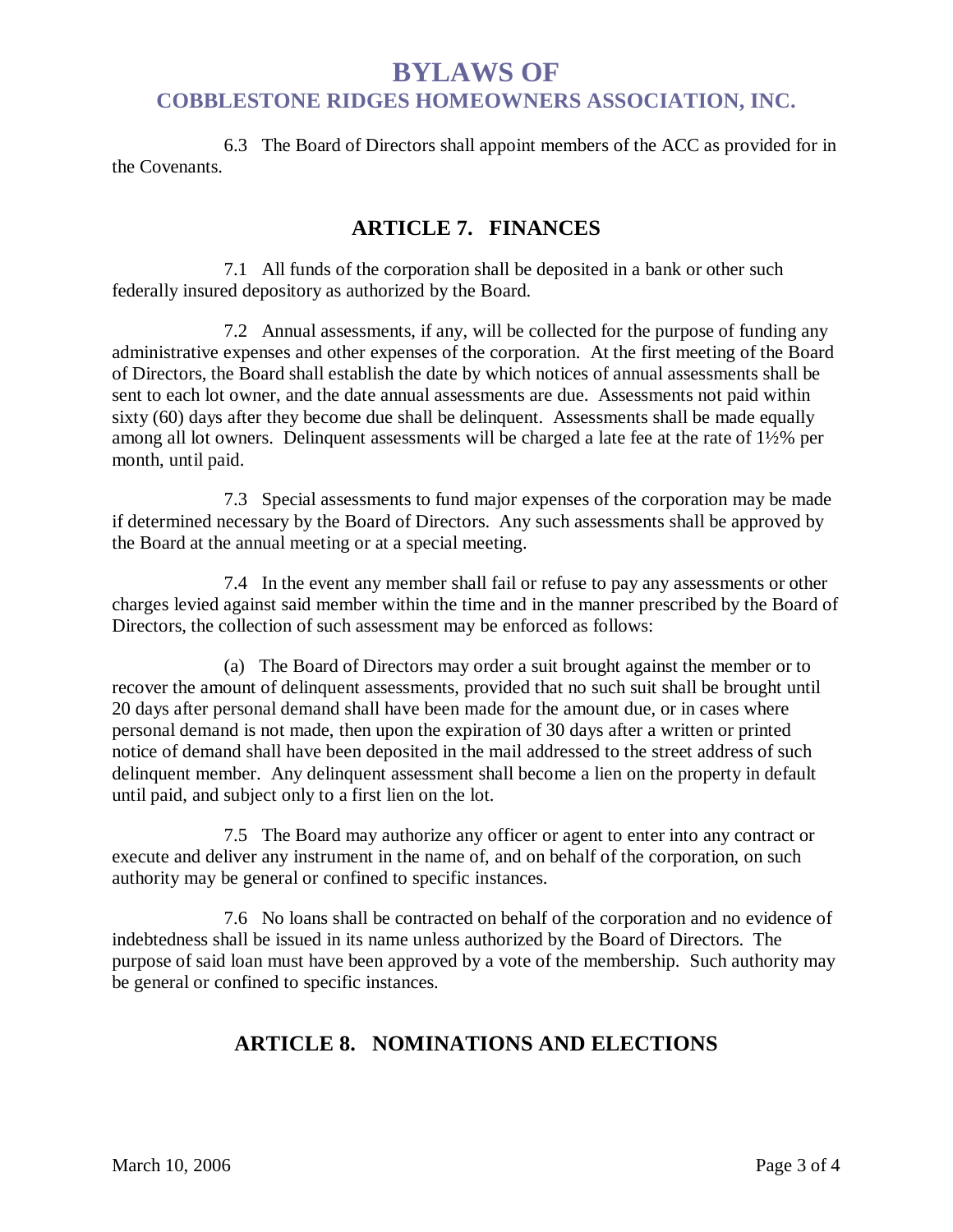6.3 The Board of Directors shall appoint members of the ACC as provided for in the Covenants.

## ARTICLE 7. FINANCES

7.1 All funds of the corporation shall be deposited in a bank or other such federally insured depository as authorized by the Board.

7.2 Annual assessments, if any, will be collected for the purpose of funding any administrative expenses and other expenses of the corporation. At the first meeting of the Board of Directors, the Board shall establish the date by which notices of annual assessments shall be sent to each lot owner, and the date annual assessments are due. Assessments not paid within sixty (60) days after they become due shall be delinquent. Assessments shall be made equally among all lot owners. Delinquent assessments will be charged a late fee at the rate of 1½% per month, until paid.

7.3 Special assessments to fund major expenses of the corporation may be made if determined necessary by the Board of Directors. Any such assessments shall be approved by the Board at the annual meeting or at a special meeting.

7.4 In the event any member shall fail or refuse to pay any assessments or other charges levied against said member within the time and in the manner prescribed by the Board of Directors, the collection of such assessment may be enforced as follows:

(a) The Board of Directors may order a suit brought against the member or to recover the amount of delinquent assessments, provided that no such suit shall be brought until 20 days after personal demand shall have been made for the amount due, or in cases where personal demand is not made, then upon the expiration of 30 days after a written or printed notice of demand shall have been deposited in the mail addressed to the street address of such delinquent member. Any delinquent assessment shall become a lien on the property in default until paid, and subject only to a first lien on the lot.

7.5 The Board may authorize any officer or agent to enter into any contract or execute and deliver any instrument in the name of, and on behalf of the corporation, on such authority may be general or confined to specific instances.

7.6 No loans shall be contracted on behalf of the corporation and no evidence of indebtedness shall be issued in its name unless authorized by the Board of Directors. The purpose of said loan must have been approved by a vote of the membership. Such authority may be general or confined to specific instances.

## ARTICLE 8. NOMINATIONS AND ELECTIONS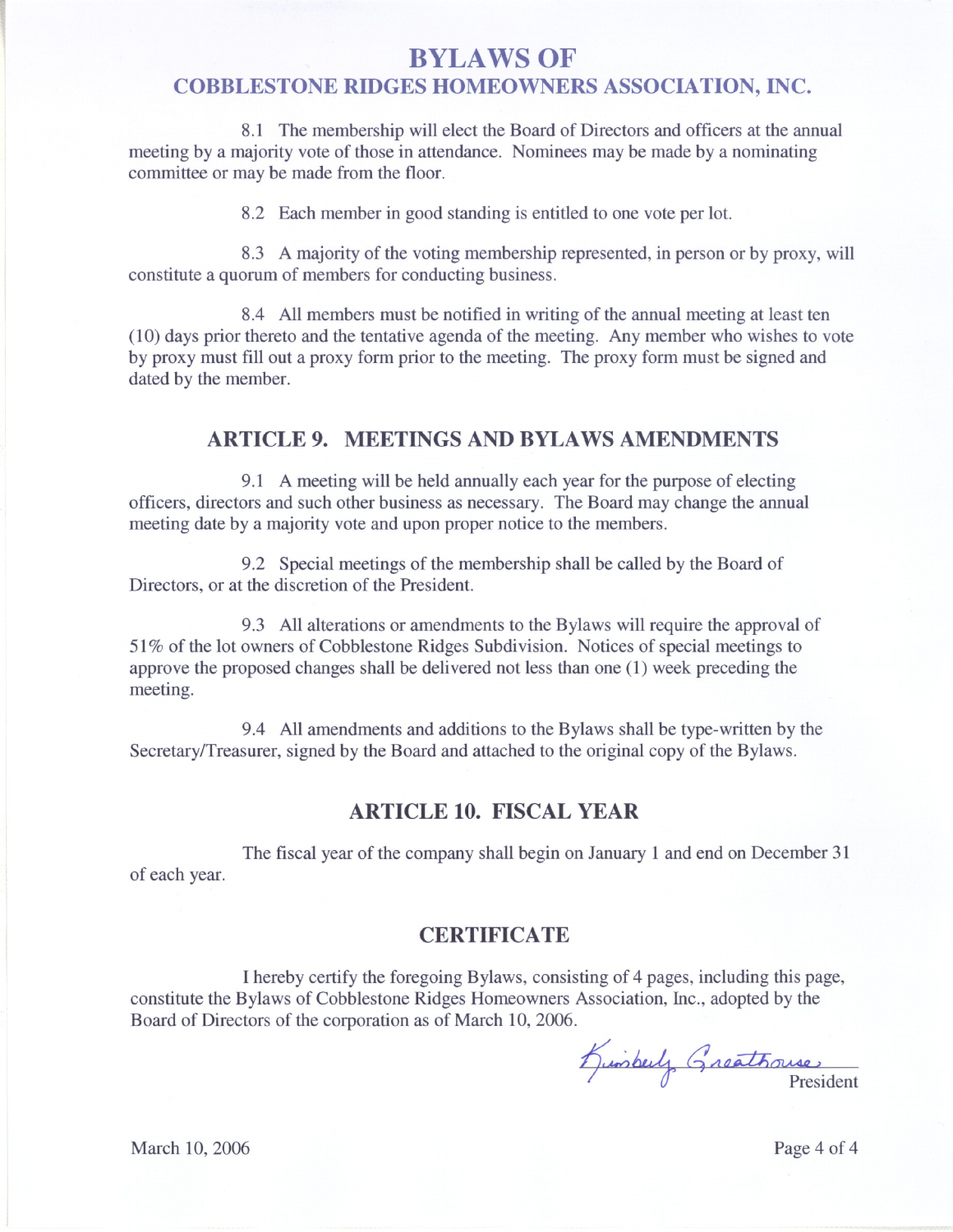8.1 The membership will elect the Board of Directors and officers at the annual meeting by a majority vote of those in attendance. Nominees may be made by a nominating committee or may be made from the floor.

8.2 Each member in good standing is entitled to one vote per lot.

8.3 A majority of the voting membership represented, in person or by proxy, will constitute a quorum of members for conducting business.

8.4 All members must be notified in writing of the annual meeting at least ten (10) days prior thereto and the tentative agenda of the meeting. Any member who wishes to vote by proxy must fill out a proxy form prior to the meeting. The proxy form must be signed and dated by the member.

## ARTICLE 9. MEETINGS AND BYLAWS AMENDMENTS

9.1 A meeting will be held annually each year for the purpose of electing officers, directors and such other business as necessary. The Board may change the annual meeting date by a majority vote and upon proper notice to the members.

9.2 Special meetings of the membership shall be called by the Board of Directors, or at the discretion of the President.

9.3 All alterations or amendments to the Bylaws will require the approval of 51% of the lot owners of Cobblestone Ridges Subdivision. Notices of special meetings to approve the proposed changes shall be delivered not less than one (1) week preceding the meeting.

9.4 All amendments and additions to the Bylaws shall be type-written by the Secretary/Treasurer, signed by the Board and attached to the original copy of the Bylaws.

## ARTICLE 10. FISCAL YEAR

The fiscal year of the company shall begin on January 1 and end on December 31 of each year.

## CERTIFICATE

I hereby certify the foregoing Bylaws, consisting of 4 pages, including this page, constitute the Bylaws of Cobblestone Ridges Homeowners Association, Inc., adopted by the Board of Directors of the corporation as of March 10, 2006.

Kimberly Greathouse
President